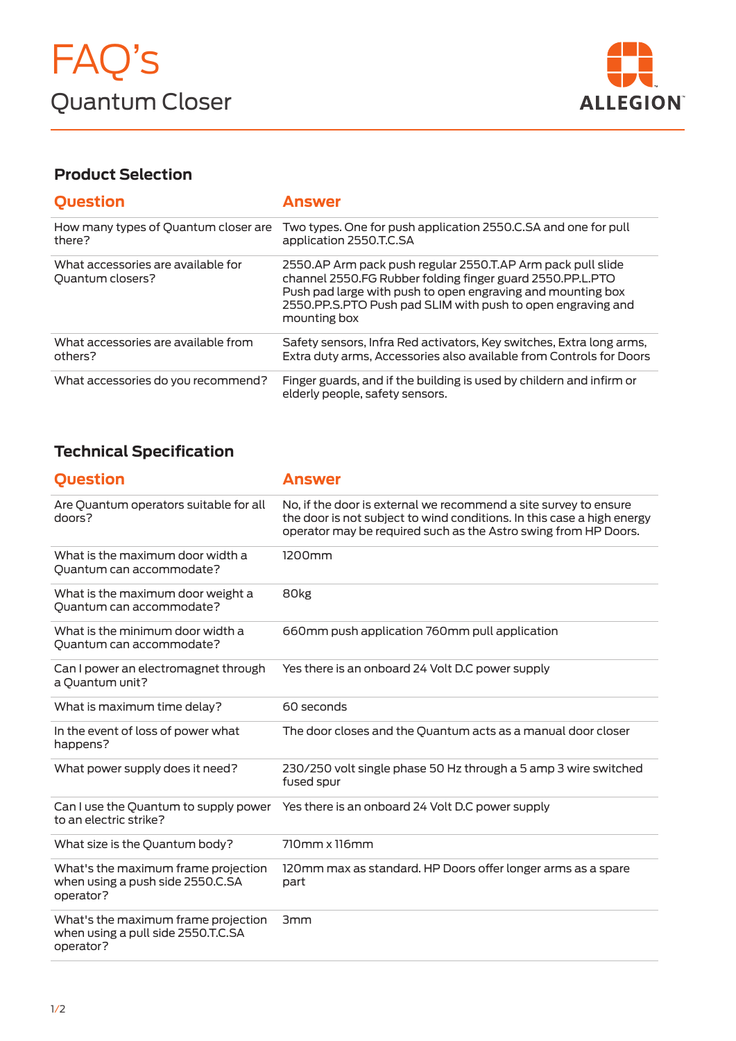# FAQ's

## Quantum Closer

ALLEGION

### Product Selection

| Question | Answer |
|---|---|
| How many types of Quantum closer are there? | Two types. One for push application 2550.C.SA and one for pull application 2550.T.C.SA |
| What accessories are available for Quantum closers? | 2550.AP Arm pack push regular 2550.T.AP Arm pack pull slide channel 2550.FG Rubber folding finger guard 2550.PP.L.PTO Push pad large with push to open engraving and mounting box 2550.PP.S.PTO Push pad SLIM with push to open engraving and mounting box |
| What accessories are available from others? | Safety sensors, Infra Red activators, Key switches, Extra long arms, Extra duty arms, Accessories also available from Controls for Doors |
| What accessories do you recommend? | Finger guards, and if the building is used by childern and infirm or elderly people, safety sensors. |

### Technical Specification

| Question | Answer |
|---|---|
| Are Quantum operators suitable for all doors? | No, if the door is external we recommend a site survey to ensure the door is not subject to wind conditions. In this case a high energy operator may be required such as the Astro swing from HP Doors. |
| What is the maximum door width a Quantum can accommodate? | 1200mm |
| What is the maximum door weight a Quantum can accommodate? | 80kg |
| What is the minimum door width a Quantum can accommodate? | 660mm push application 760mm pull application |
| Can I power an electromagnet through a Quantum unit? | Yes there is an onboard 24 Volt D.C power supply |
| What is maximum time delay? | 60 seconds |
| In the event of loss of power what happens? | The door closes and the Quantum acts as a manual door closer |
| What power supply does it need? | 230/250 volt single phase 50 Hz through a 5 amp 3 wire switched fused spur |
| Can I use the Quantum to supply power to an electric strike? | Yes there is an onboard 24 Volt D.C power supply |
| What size is the Quantum body? | 710mm x 116mm |
| What's the maximum frame projection when using a push side 2550.C.SA operator? | 120mm max as standard. HP Doors offer longer arms as a spare part |
| What's the maximum frame projection when using a pull side 2550.T.C.SA operator? | 3mm |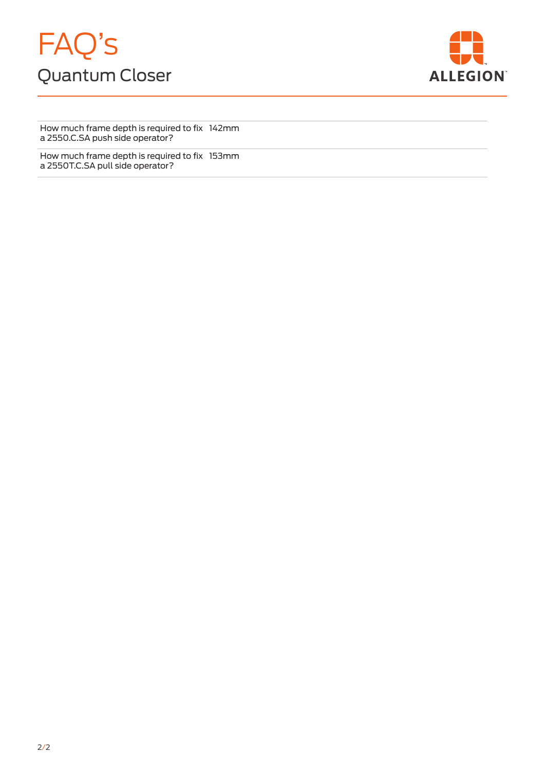# FAQ's

## Quantum Closer

| | |
|---|---|
| How much frame depth is required to fix a 2550.C.SA push side operator? | 142mm |
| How much frame depth is required to fix a 2550T.C.SA pull side operator? | 153mm |